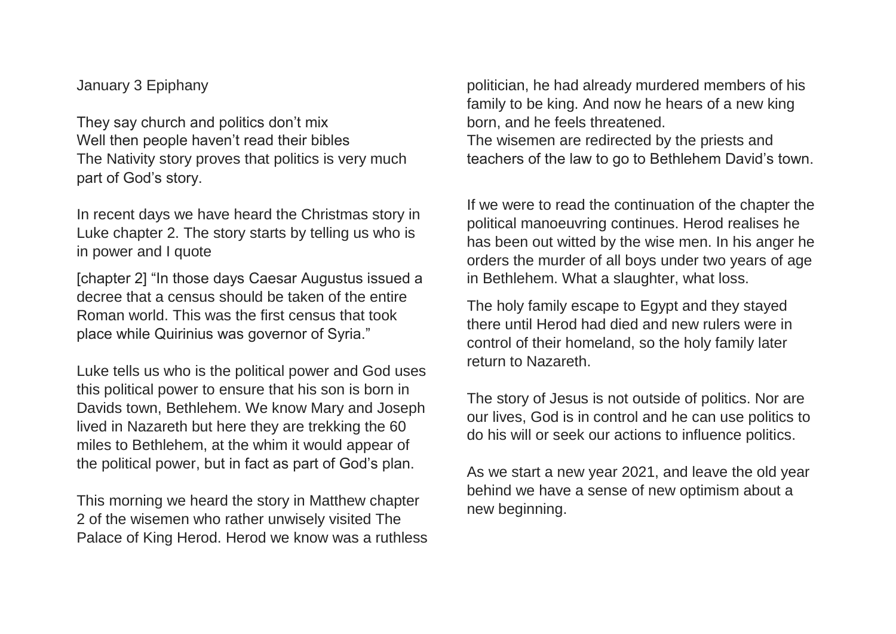January 3 Epiphany

They say church and politics don't mix
Well then people haven't read their bibles
The Nativity story proves that politics is very much part of God's story.

In recent days we have heard the Christmas story in Luke chapter 2. The story starts by telling us who is in power and I quote

[chapter 2] "In those days Caesar Augustus issued a decree that a census should be taken of the entire Roman world. This was the first census that took place while Quirinius was governor of Syria."

Luke tells us who is the political power and God uses this political power to ensure that his son is born in Davids town, Bethlehem. We know Mary and Joseph lived in Nazareth but here they are trekking the 60 miles to Bethlehem, at the whim it would appear of the political power, but in fact as part of God's plan.

This morning we heard the story in Matthew chapter 2 of the wisemen who rather unwisely visited The Palace of King Herod. Herod we know was a ruthless politician, he had already murdered members of his family to be king. And now he hears of a new king born, and he feels threatened.
The wisemen are redirected by the priests and teachers of the law to go to Bethlehem David's town.

If we were to read the continuation of the chapter the political manoeuvring continues. Herod realises he has been out witted by the wise men. In his anger he orders the murder of all boys under two years of age in Bethlehem. What a slaughter, what loss.

The holy family escape to Egypt and they stayed there until Herod had died and new rulers were in control of their homeland, so the holy family later return to Nazareth.

The story of Jesus is not outside of politics. Nor are our lives, God is in control and he can use politics to do his will or seek our actions to influence politics.

As we start a new year 2021, and leave the old year behind we have a sense of new optimism about a new beginning.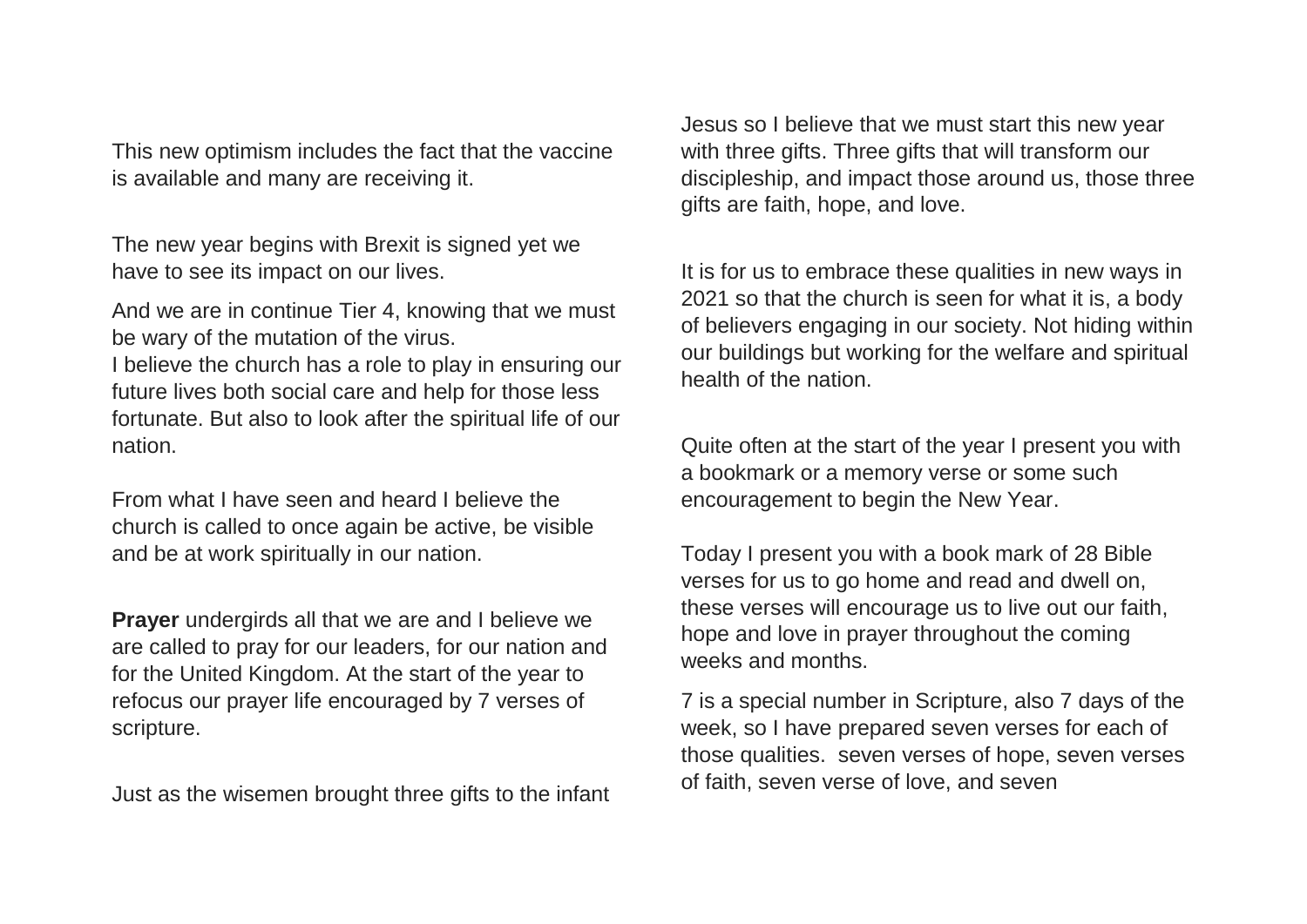This new optimism includes the fact that the vaccine is available and many are receiving it.

The new year begins with Brexit is signed yet we have to see its impact on our lives.

And we are in continue Tier 4, knowing that we must be wary of the mutation of the virus.
I believe the church has a role to play in ensuring our future lives both social care and help for those less fortunate. But also to look after the spiritual life of our nation.

From what I have seen and heard I believe the church is called to once again be active, be visible and be at work spiritually in our nation.

**Prayer** undergirds all that we are and I believe we are called to pray for our leaders, for our nation and for the United Kingdom. At the start of the year to refocus our prayer life encouraged by 7 verses of scripture.

Just as the wisemen brought three gifts to the infant Jesus so I believe that we must start this new year with three gifts. Three gifts that will transform our discipleship, and impact those around us, those three gifts are faith, hope, and love.

It is for us to embrace these qualities in new ways in 2021 so that the church is seen for what it is, a body of believers engaging in our society. Not hiding within our buildings but working for the welfare and spiritual health of the nation.

Quite often at the start of the year I present you with a bookmark or a memory verse or some such encouragement to begin the New Year.

Today I present you with a book mark of 28 Bible verses for us to go home and read and dwell on, these verses will encourage us to live out our faith, hope and love in prayer throughout the coming weeks and months.

7 is a special number in Scripture, also 7 days of the week, so I have prepared seven verses for each of those qualities. seven verses of hope, seven verses of faith, seven verse of love, and seven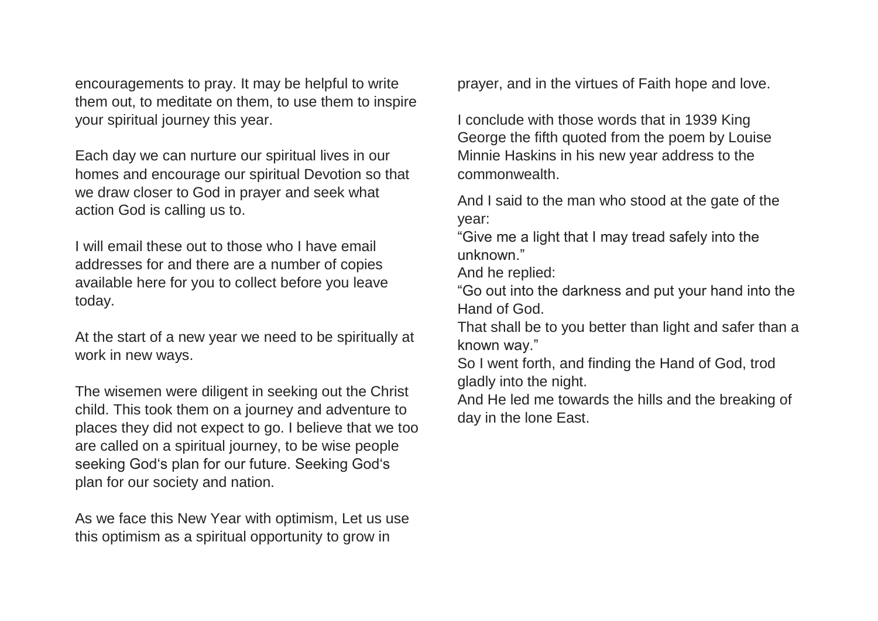encouragements to pray. It may be helpful to write them out, to meditate on them, to use them to inspire your spiritual journey this year.

Each day we can nurture our spiritual lives in our homes and encourage our spiritual Devotion so that we draw closer to God in prayer and seek what action God is calling us to.

I will email these out to those who I have email addresses for and there are a number of copies available here for you to collect before you leave today.

At the start of a new year we need to be spiritually at work in new ways.

The wisemen were diligent in seeking out the Christ child. This took them on a journey and adventure to places they did not expect to go. I believe that we too are called on a spiritual journey, to be wise people seeking God's plan for our future. Seeking God's plan for our society and nation.

As we face this New Year with optimism, Let us use this optimism as a spiritual opportunity to grow in prayer, and in the virtues of Faith hope and love.

I conclude with those words that in 1939 King George the fifth quoted from the poem by Louise Minnie Haskins in his new year address to the commonwealth.

And I said to the man who stood at the gate of the year:
"Give me a light that I may tread safely into the unknown."
And he replied:
"Go out into the darkness and put your hand into the Hand of God.
That shall be to you better than light and safer than a known way."
So I went forth, and finding the Hand of God, trod gladly into the night.
And He led me towards the hills and the breaking of day in the lone East.